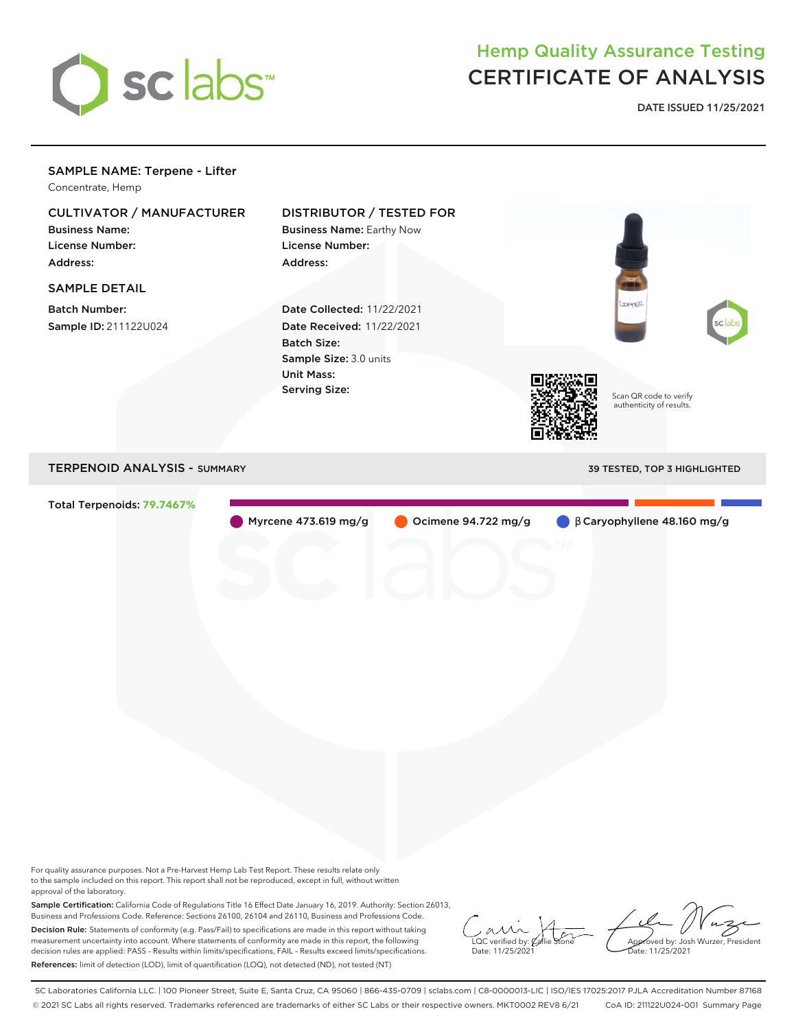# Hemp Quality Assurance Testing
# CERTIFICATE OF ANALYSIS

**DATE ISSUED 11/25/2021**

## SAMPLE NAME: Terpene - Lifter

Concentrate, Hemp

### CULTIVATOR / MANUFACTURER

**Business Name:**
**License Number:**
**Address:**

### DISTRIBUTOR / TESTED FOR

**Business Name:** Earthy Now
**License Number:**
**Address:**

### SAMPLE DETAIL

**Batch Number:**
**Sample ID:** 211122U024

**Date Collected:** 11/22/2021
**Date Received:** 11/22/2021
**Batch Size:**
**Sample Size:** 3.0 units
**Unit Mass:**
**Serving Size:**

Scan QR code to verify authenticity of results.

## TERPENOID ANALYSIS - SUMMARY

39 TESTED, TOP 3 HIGHLIGHTED

**Total Terpenoids: 79.7467%**

- Myrcene 473.619 mg/g
- Ocimene 94.722 mg/g
- β Caryophyllene 48.160 mg/g

For quality assurance purposes. Not a Pre-Harvest Hemp Lab Test Report. These results relate only to the sample included on this report. This report shall not be reproduced, except in full, without written approval of the laboratory.

**Sample Certification:** California Code of Regulations Title 16 Effect Date January 16, 2019. Authority: Section 26013, Business and Professions Code. Reference: Sections 26100, 26104 and 26110, Business and Professions Code.

**Decision Rule:** Statements of conformity (e.g. Pass/Fail) to specifications are made in this report without taking measurement uncertainty into account. Where statements of conformity are made in this report, the following decision rules are applied: PASS - Results within limits/specifications, FAIL - Results exceed limits/specifications.

**References:** limit of detection (LOD), limit of quantification (LOQ), not detected (ND), not tested (NT)

LQC verified by: Callie Stone
Date: 11/25/2021

Approved by: Josh Wurzer, President
Date: 11/25/2021

SC Laboratories California LLC. | 100 Pioneer Street, Suite E, Santa Cruz, CA 95060 | 866-435-0709 | sclabs.com | C8-0000013-LIC | ISO/IES 17025:2017 PJLA Accreditation Number 87168
© 2021 SC Labs all rights reserved. Trademarks referenced are trademarks of either SC Labs or their respective owners. MKT0002 REV8 6/21 CoA ID: 211122U024-001 Summary Page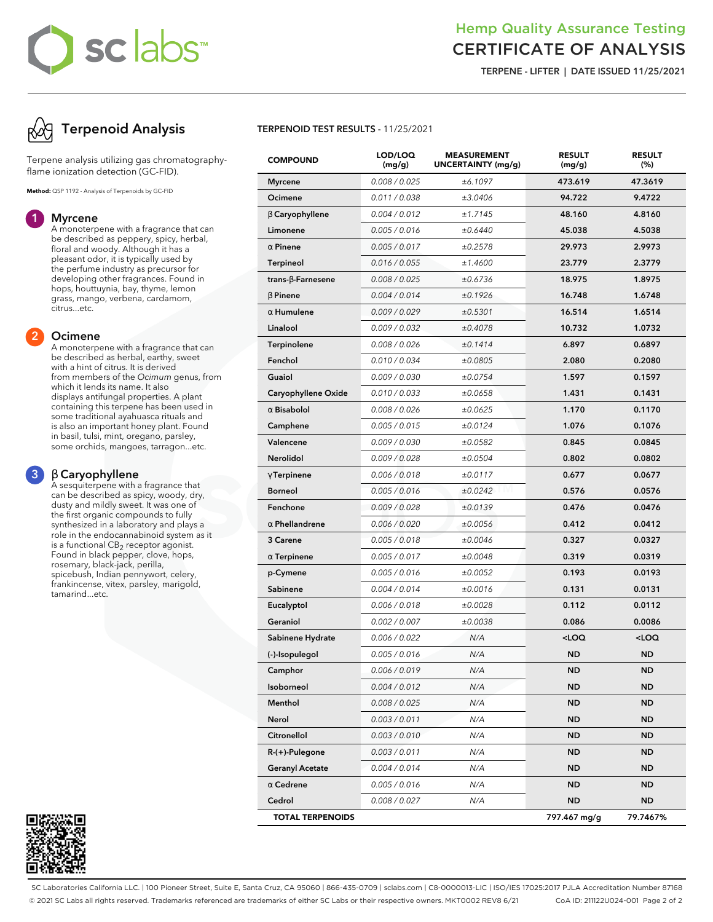# Hemp Quality Assurance Testing
# CERTIFICATE OF ANALYSIS

**TERPENE - LIFTER | DATE ISSUED 11/25/2021**

## Terpenoid Analysis

Terpene analysis utilizing gas chromatography-flame ionization detection (GC-FID).

**Method:** QSP 1192 - Analysis of Terpenoids by GC-FID

### 1 Myrcene

A monoterpene with a fragrance that can be described as peppery, spicy, herbal, floral and woody. Although it has a pleasant odor, it is typically used by the perfume industry as precursor for developing other fragrances. Found in hops, houttuynia, bay, thyme, lemon grass, mango, verbena, cardamom, citrus...etc.

### 2 Ocimene

A monoterpene with a fragrance that can be described as herbal, earthy, sweet with a hint of citrus. It is derived from members of the *Ocimum* genus, from which it lends its name. It also displays antifungal properties. A plant containing this terpene has been used in some traditional ayahuasca rituals and is also an important honey plant. Found in basil, tulsi, mint, oregano, parsley, some orchids, mangoes, tarragon...etc.

### 3 β Caryophyllene

A sesquiterpene with a fragrance that can be described as spicy, woody, dry, dusty and mildly sweet. It was one of the first organic compounds to fully synthesized in a laboratory and plays a role in the endocannabinoid system as it is a functional $CB_2$ receptor agonist. Found in black pepper, clove, hops, rosemary, black-jack, perilla, spicebush, Indian pennywort, celery, frankincense, vitex, parsley, marigold, tamarind...etc.

**TERPENOID TEST RESULTS** - 11/25/2021

| COMPOUND | LOD/LOQ (mg/g) | MEASUREMENT UNCERTAINTY (mg/g) | RESULT (mg/g) | RESULT (%) |
|---|---|---|---|---|
| Myrcene | 0.008 / 0.025 | ±6.1097 | 473.619 | 47.3619 |
| Ocimene | 0.011 / 0.038 | ±3.0406 | 94.722 | 9.4722 |
| β Caryophyllene | 0.004 / 0.012 | ±1.7145 | 48.160 | 4.8160 |
| Limonene | 0.005 / 0.016 | ±0.6440 | 45.038 | 4.5038 |
| α Pinene | 0.005 / 0.017 | ±0.2578 | 29.973 | 2.9973 |
| Terpineol | 0.016 / 0.055 | ±1.4600 | 23.779 | 2.3779 |
| trans-β-Farnesene | 0.008 / 0.025 | ±0.6736 | 18.975 | 1.8975 |
| β Pinene | 0.004 / 0.014 | ±0.1926 | 16.748 | 1.6748 |
| α Humulene | 0.009 / 0.029 | ±0.5301 | 16.514 | 1.6514 |
| Linalool | 0.009 / 0.032 | ±0.4078 | 10.732 | 1.0732 |
| Terpinolene | 0.008 / 0.026 | ±0.1414 | 6.897 | 0.6897 |
| Fenchol | 0.010 / 0.034 | ±0.0805 | 2.080 | 0.2080 |
| Guaiol | 0.009 / 0.030 | ±0.0754 | 1.597 | 0.1597 |
| Caryophyllene Oxide | 0.010 / 0.033 | ±0.0658 | 1.431 | 0.1431 |
| α Bisabolol | 0.008 / 0.026 | ±0.0625 | 1.170 | 0.1170 |
| Camphene | 0.005 / 0.015 | ±0.0124 | 1.076 | 0.1076 |
| Valencene | 0.009 / 0.030 | ±0.0582 | 0.845 | 0.0845 |
| Nerolidol | 0.009 / 0.028 | ±0.0504 | 0.802 | 0.0802 |
| γTerpinene | 0.006 / 0.018 | ±0.0117 | 0.677 | 0.0677 |
| Borneol | 0.005 / 0.016 | ±0.0242 | 0.576 | 0.0576 |
| Fenchone | 0.009 / 0.028 | ±0.0139 | 0.476 | 0.0476 |
| α Phellandrene | 0.006 / 0.020 | ±0.0056 | 0.412 | 0.0412 |
| 3 Carene | 0.005 / 0.018 | ±0.0046 | 0.327 | 0.0327 |
| α Terpinene | 0.005 / 0.017 | ±0.0048 | 0.319 | 0.0319 |
| p-Cymene | 0.005 / 0.016 | ±0.0052 | 0.193 | 0.0193 |
| Sabinene | 0.004 / 0.014 | ±0.0016 | 0.131 | 0.0131 |
| Eucalyptol | 0.006 / 0.018 | ±0.0028 | 0.112 | 0.0112 |
| Geraniol | 0.002 / 0.007 | ±0.0038 | 0.086 | 0.0086 |
| Sabinene Hydrate | 0.006 / 0.022 | N/A | <LOQ | <LOQ |
| (-)-Isopulegol | 0.005 / 0.016 | N/A | ND | ND |
| Camphor | 0.006 / 0.019 | N/A | ND | ND |
| Isoborneol | 0.004 / 0.012 | N/A | ND | ND |
| Menthol | 0.008 / 0.025 | N/A | ND | ND |
| Nerol | 0.003 / 0.011 | N/A | ND | ND |
| Citronellol | 0.003 / 0.010 | N/A | ND | ND |
| R-(+)-Pulegone | 0.003 / 0.011 | N/A | ND | ND |
| Geranyl Acetate | 0.004 / 0.014 | N/A | ND | ND |
| α Cedrene | 0.005 / 0.016 | N/A | ND | ND |
| Cedrol | 0.008 / 0.027 | N/A | ND | ND |
| **TOTAL TERPENOIDS** | | | **797.467 mg/g** | **79.7467%** |

SC Laboratories California LLC. | 100 Pioneer Street, Suite E, Santa Cruz, CA 95060 | 866-435-0709 | sclabs.com | C8-0000013-LIC | ISO/IES 17025:2017 PJLA Accreditation Number 87168

© 2021 SC Labs all rights reserved. Trademarks referenced are trademarks of either SC Labs or their respective owners. MKT0002 REV8 6/21 CoA ID: 211122U024-001